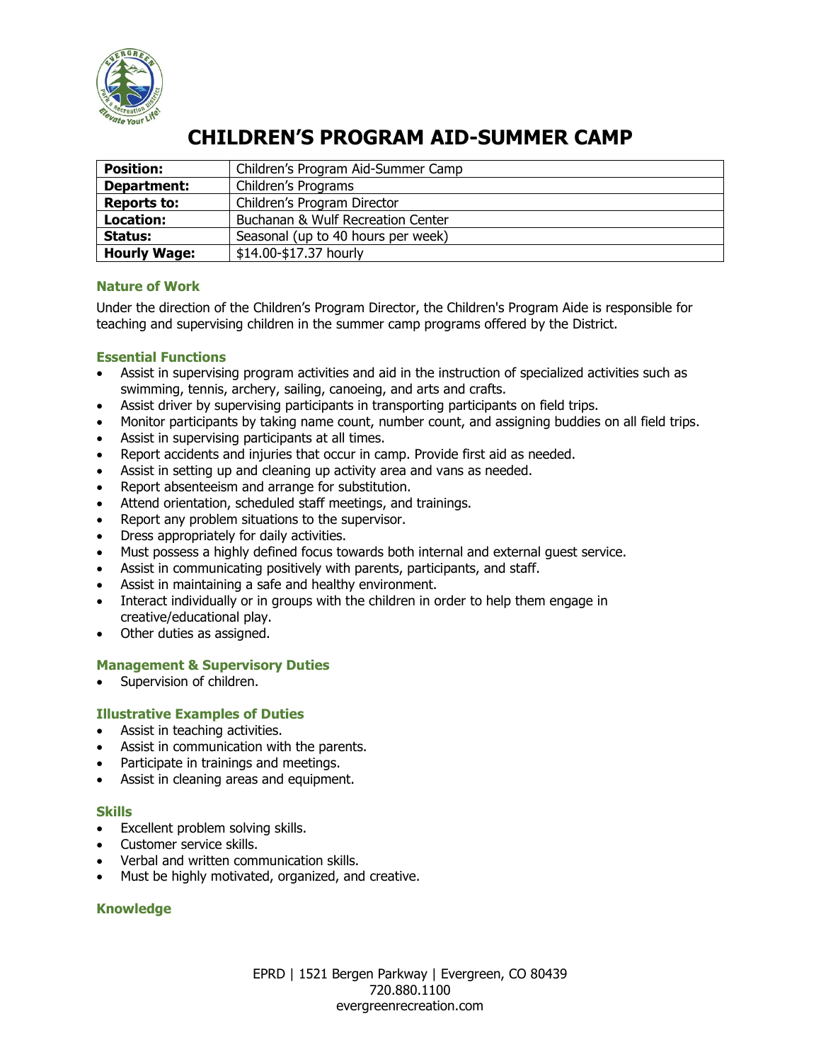# CHILDREN'S PROGRAM AID-SUMMER CAMP

| | |
|---|---|
| **Position:** | Children's Program Aid-Summer Camp |
| **Department:** | Children's Programs |
| **Reports to:** | Children's Program Director |
| **Location:** | Buchanan & Wulf Recreation Center |
| **Status:** | Seasonal (up to 40 hours per week) |
| **Hourly Wage:** | $14.00-$17.37 hourly |

### Nature of Work

Under the direction of the Children's Program Director, the Children's Program Aide is responsible for teaching and supervising children in the summer camp programs offered by the District.

### Essential Functions

- Assist in supervising program activities and aid in the instruction of specialized activities such as swimming, tennis, archery, sailing, canoeing, and arts and crafts.
- Assist driver by supervising participants in transporting participants on field trips.
- Monitor participants by taking name count, number count, and assigning buddies on all field trips.
- Assist in supervising participants at all times.
- Report accidents and injuries that occur in camp. Provide first aid as needed.
- Assist in setting up and cleaning up activity area and vans as needed.
- Report absenteeism and arrange for substitution.
- Attend orientation, scheduled staff meetings, and trainings.
- Report any problem situations to the supervisor.
- Dress appropriately for daily activities.
- Must possess a highly defined focus towards both internal and external guest service.
- Assist in communicating positively with parents, participants, and staff.
- Assist in maintaining a safe and healthy environment.
- Interact individually or in groups with the children in order to help them engage in creative/educational play.
- Other duties as assigned.

### Management & Supervisory Duties

- Supervision of children.

### Illustrative Examples of Duties

- Assist in teaching activities.
- Assist in communication with the parents.
- Participate in trainings and meetings.
- Assist in cleaning areas and equipment.

### Skills

- Excellent problem solving skills.
- Customer service skills.
- Verbal and written communication skills.
- Must be highly motivated, organized, and creative.

### Knowledge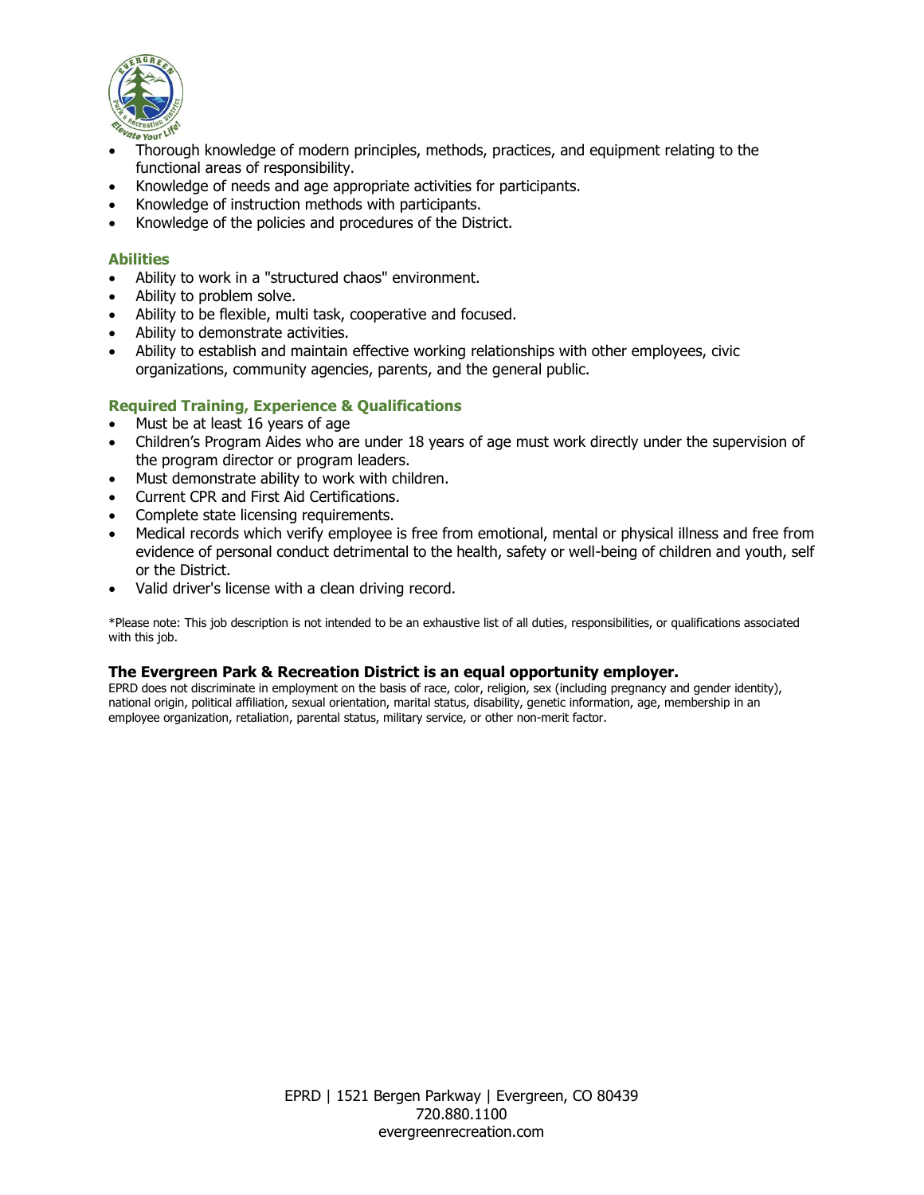- Thorough knowledge of modern principles, methods, practices, and equipment relating to the functional areas of responsibility.
- Knowledge of needs and age appropriate activities for participants.
- Knowledge of instruction methods with participants.
- Knowledge of the policies and procedures of the District.

### Abilities

- Ability to work in a "structured chaos" environment.
- Ability to problem solve.
- Ability to be flexible, multi task, cooperative and focused.
- Ability to demonstrate activities.
- Ability to establish and maintain effective working relationships with other employees, civic organizations, community agencies, parents, and the general public.

### Required Training, Experience & Qualifications

- Must be at least 16 years of age
- Children's Program Aides who are under 18 years of age must work directly under the supervision of the program director or program leaders.
- Must demonstrate ability to work with children.
- Current CPR and First Aid Certifications.
- Complete state licensing requirements.
- Medical records which verify employee is free from emotional, mental or physical illness and free from evidence of personal conduct detrimental to the health, safety or well-being of children and youth, self or the District.
- Valid driver's license with a clean driving record.

*Please note: This job description is not intended to be an exhaustive list of all duties, responsibilities, or qualifications associated with this job.

**The Evergreen Park & Recreation District is an equal opportunity employer.**
EPRD does not discriminate in employment on the basis of race, color, religion, sex (including pregnancy and gender identity), national origin, political affiliation, sexual orientation, marital status, disability, genetic information, age, membership in an employee organization, retaliation, parental status, military service, or other non-merit factor.